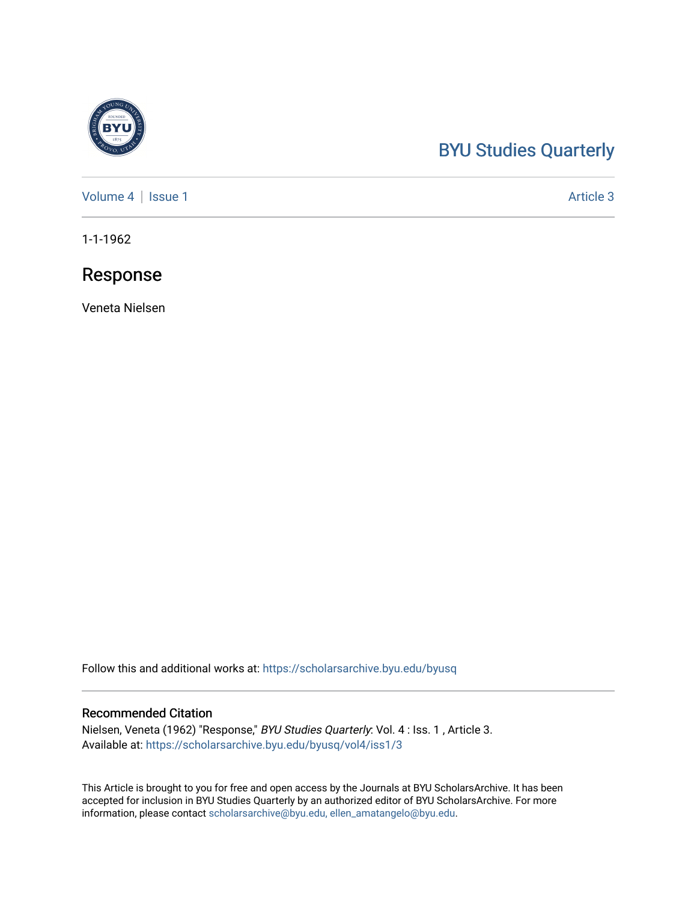BYU Studies Quarterly

Volume 4 | Issue 1 Article 3

1-1-1962

# Response

Veneta Nielsen

Follow this and additional works at: https://scholarsarchive.byu.edu/byusq

## Recommended Citation

Nielsen, Veneta (1962) "Response," *BYU Studies Quarterly*: Vol. 4 : Iss. 1 , Article 3.
Available at: https://scholarsarchive.byu.edu/byusq/vol4/iss1/3

This Article is brought to you for free and open access by the Journals at BYU ScholarsArchive. It has been accepted for inclusion in BYU Studies Quarterly by an authorized editor of BYU ScholarsArchive. For more information, please contact scholarsarchive@byu.edu, ellen_amatangelo@byu.edu.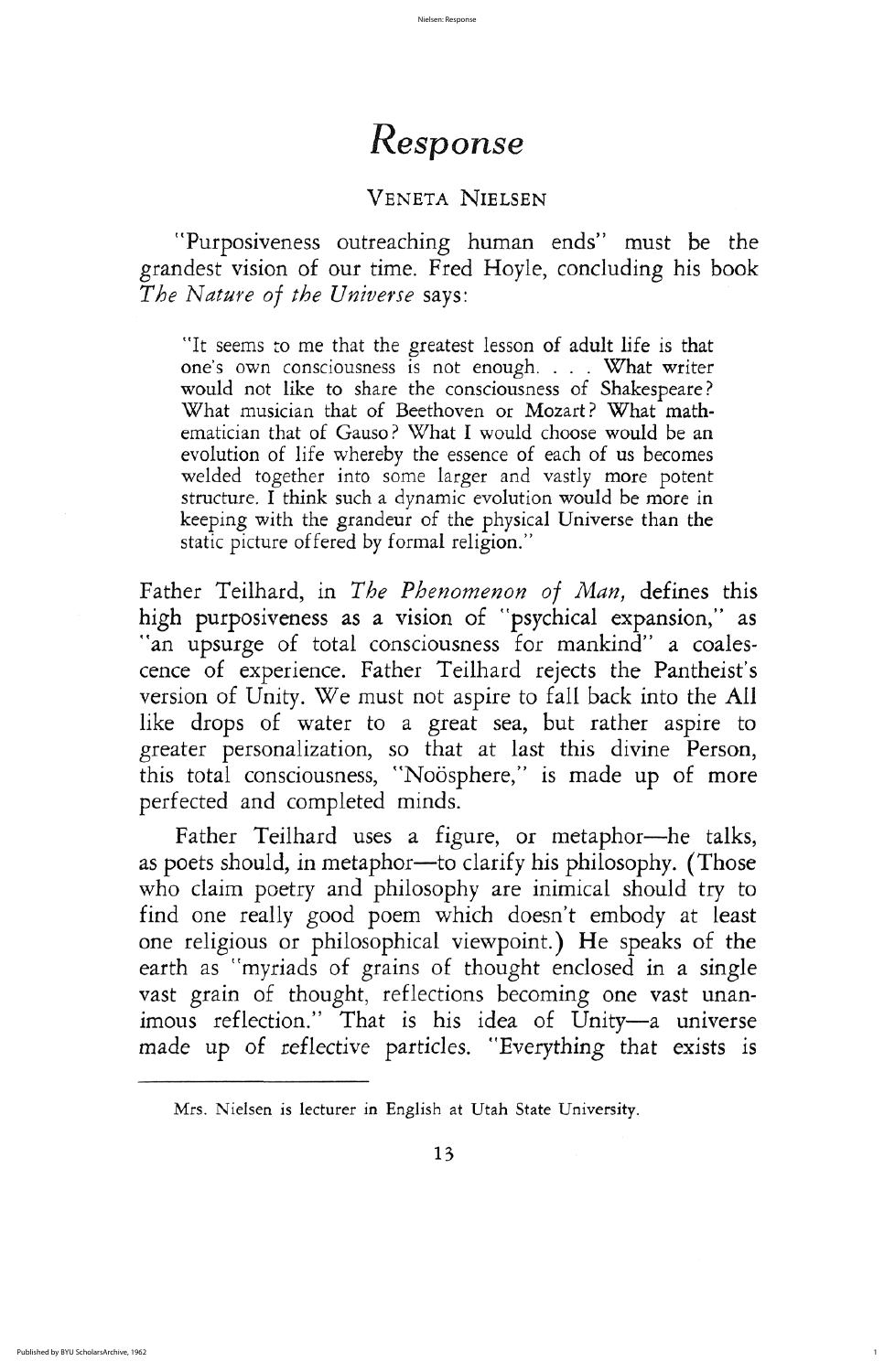# Response

VENETA NIELSEN

"Purposiveness outreaching human ends" must be the grandest vision of our time. Fred Hoyle, concluding his book *The Nature of the Universe* says:

> "It seems to me that the greatest lesson of adult life is that one's own consciousness is not enough. . . . What writer would not like to share the consciousness of Shakespeare? What musician that of Beethoven or Mozart? What mathematician that of Gauso? What I would choose would be an evolution of life whereby the essence of each of us becomes welded together into some larger and vastly more potent structure. I think such a dynamic evolution would be more in keeping with the grandeur of the physical Universe than the static picture offered by formal religion."

Father Teilhard, in *The Phenomenon of Man,* defines this high purposiveness as a vision of "psychical expansion," as "an upsurge of total consciousness for mankind" a coalescence of experience. Father Teilhard rejects the Pantheist's version of Unity. We must not aspire to fall back into the All like drops of water to a great sea, but rather aspire to greater personalization, so that at last this divine Person, this total consciousness, "Noösphere," is made up of more perfected and completed minds.

Father Teilhard uses a figure, or metaphor—he talks, as poets should, in metaphor—to clarify his philosophy. (Those who claim poetry and philosophy are inimical should try to find one really good poem which doesn't embody at least one religious or philosophical viewpoint.) He speaks of the earth as "myriads of grains of thought enclosed in a single vast grain of thought, reflections becoming one vast unanimous reflection." That is his idea of Unity—a universe made up of reflective particles. "Everything that exists is

---

Mrs. Nielsen is lecturer in English at Utah State University.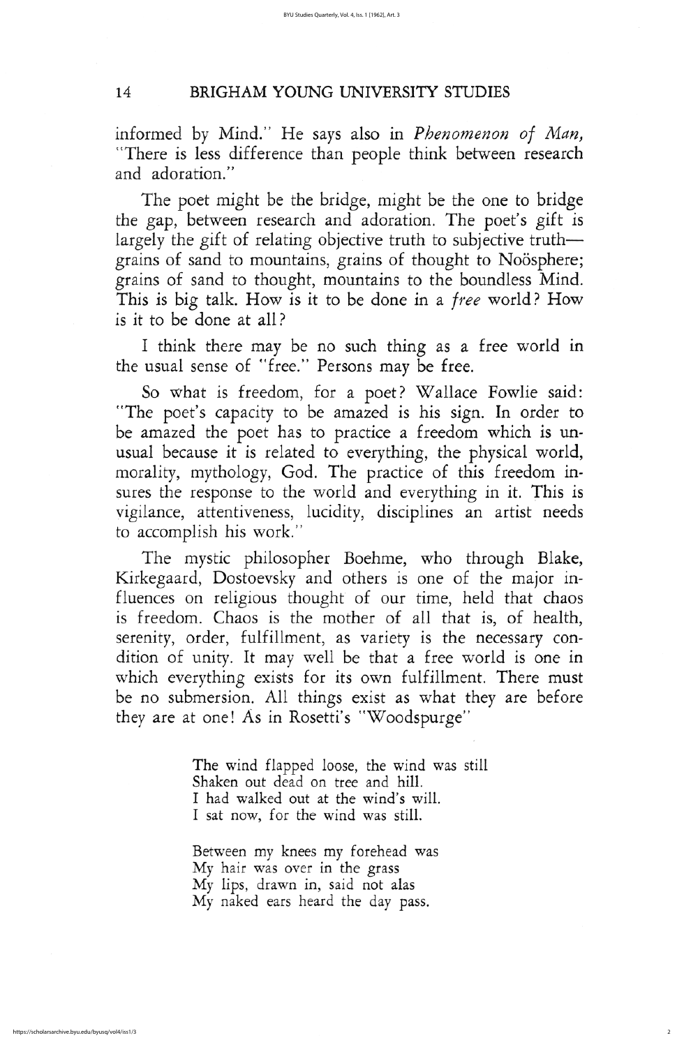informed by Mind." He says also in *Phenomenon of Man,* "There is less difference than people think between research and adoration."

The poet might be the bridge, might be the one to bridge the gap, between research and adoration. The poet's gift is largely the gift of relating objective truth to subjective truth—grains of sand to mountains, grains of thought to Noösphere; grains of sand to thought, mountains to the boundless Mind. This is big talk. How is it to be done in a *free* world? How is it to be done at all?

I think there may be no such thing as a free world in the usual sense of "free." Persons may be free.

So what is freedom, for a poet? Wallace Fowlie said: "The poet's capacity to be amazed is his sign. In order to be amazed the poet has to practice a freedom which is unusual because it is related to everything, the physical world, morality, mythology, God. The practice of this freedom insures the response to the world and everything in it. This is vigilance, attentiveness, lucidity, disciplines an artist needs to accomplish his work."

The mystic philosopher Boehme, who through Blake, Kirkegaard, Dostoevsky and others is one of the major influences on religious thought of our time, held that chaos is freedom. Chaos is the mother of all that is, of health, serenity, order, fulfillment, as variety is the necessary condition of unity. It may well be that a free world is one in which everything exists for its own fulfillment. There must be no submersion. All things exist as what they are before they are at one! As in Rosetti's "Woodspurge"

> The wind flapped loose, the wind was still
> Shaken out dead on tree and hill.
> I had walked out at the wind's will.
> I sat now, for the wind was still.
>
> Between my knees my forehead was
> My hair was over in the grass
> My lips, drawn in, said not alas
> My naked ears heard the day pass.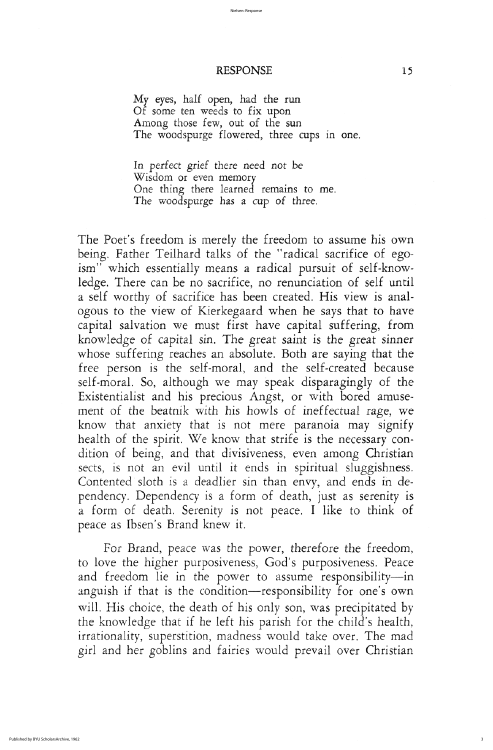My eyes, half open, had the run  
Of some ten weeds to fix upon  
Among those few, out of the sun  
The woodspurge flowered, three cups in one.

In perfect grief there need not be  
Wisdom or even memory  
One thing there learned remains to me.  
The woodspurge has a cup of three.

The Poet's freedom is merely the freedom to assume his own being. Father Teilhard talks of the "radical sacrifice of egoism" which essentially means a radical pursuit of self-knowledge. There can be no sacrifice, no renunciation of self until a self worthy of sacrifice has been created. His view is analogous to the view of Kierkegaard when he says that to have capital salvation we must first have capital suffering, from knowledge of capital sin. The great saint is the great sinner whose suffering reaches an absolute. Both are saying that the free person is the self-moral, and the self-created because self-moral. So, although we may speak disparagingly of the Existentialist and his precious Angst, or with bored amusement of the beatnik with his howls of ineffectual rage, we know that anxiety that is not mere paranoia may signify health of the spirit. We know that strife is the necessary condition of being, and that divisiveness, even among Christian sects, is not an evil until it ends in spiritual sluggishness. Contented sloth is a deadlier sin than envy, and ends in dependency. Dependency is a form of death, just as serenity is a form of death. Serenity is not peace. I like to think of peace as Ibsen's Brand knew it.

For Brand, peace was the power, therefore the freedom, to love the higher purposiveness, God's purposiveness. Peace and freedom lie in the power to assume responsibility—in anguish if that is the condition—responsibility for one's own will. His choice, the death of his only son, was precipitated by the knowledge that if he left his parish for the child's health, irrationality, superstition, madness would take over. The mad girl and her goblins and fairies would prevail over Christian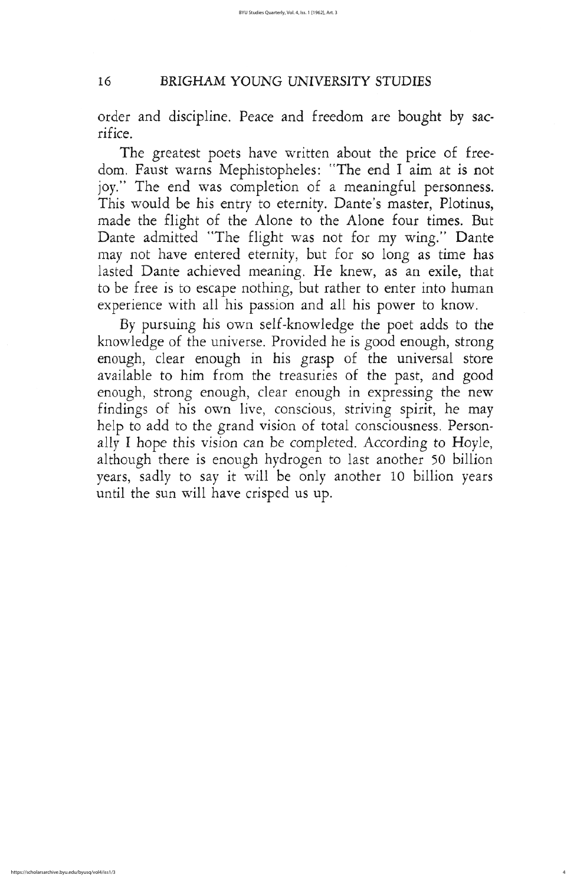order and discipline. Peace and freedom are bought by sacrifice.

The greatest poets have written about the price of freedom. Faust warns Mephistopheles: "The end I aim at is not joy." The end was completion of a meaningful personness. This would be his entry to eternity. Dante's master, Plotinus, made the flight of the Alone to the Alone four times. But Dante admitted "The flight was not for my wing." Dante may not have entered eternity, but for so long as time has lasted Dante achieved meaning. He knew, as an exile, that to be free is to escape nothing, but rather to enter into human experience with all his passion and all his power to know.

By pursuing his own self-knowledge the poet adds to the knowledge of the universe. Provided he is good enough, strong enough, clear enough in his grasp of the universal store available to him from the treasuries of the past, and good enough, strong enough, clear enough in expressing the new findings of his own live, conscious, striving spirit, he may help to add to the grand vision of total consciousness. Personally I hope this vision can be completed. According to Hoyle, although there is enough hydrogen to last another 50 billion years, sadly to say it will be only another 10 billion years until the sun will have crisped us up.